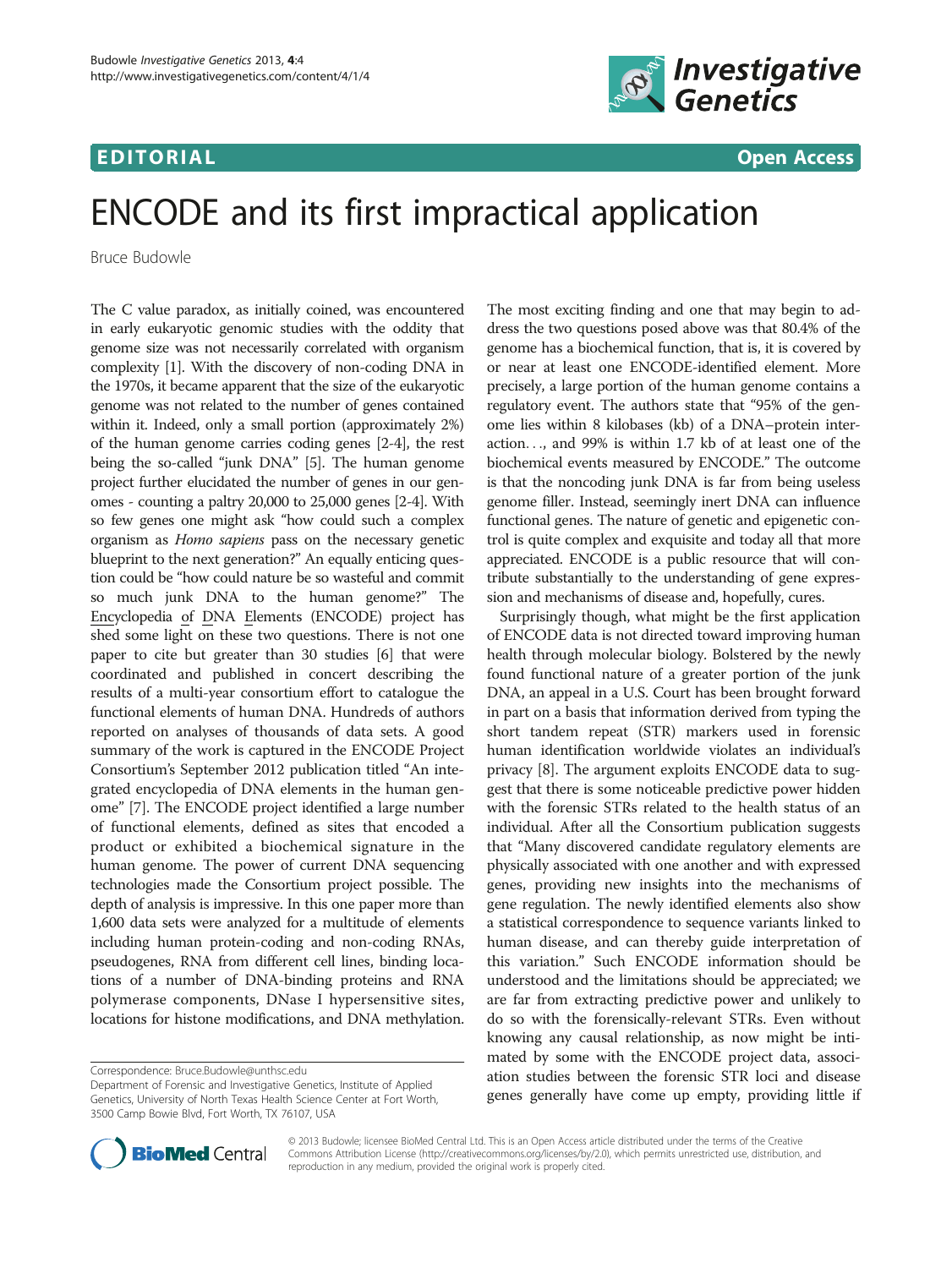**EDITORIAL** **Open Access**

# ENCODE and its first impractical application

Bruce Budowle

The C value paradox, as initially coined, was encountered in early eukaryotic genomic studies with the oddity that genome size was not necessarily correlated with organism complexity [1]. With the discovery of non-coding DNA in the 1970s, it became apparent that the size of the eukaryotic genome was not related to the number of genes contained within it. Indeed, only a small portion (approximately 2%) of the human genome carries coding genes [2-4], the rest being the so-called "junk DNA" [5]. The human genome project further elucidated the number of genes in our genomes - counting a paltry 20,000 to 25,000 genes [2-4]. With so few genes one might ask "how could such a complex organism as *Homo sapiens* pass on the necessary genetic blueprint to the next generation?" An equally enticing question could be "how could nature be so wasteful and commit so much junk DNA to the human genome?" The Encyclopedia of DNA Elements (ENCODE) project has shed some light on these two questions. There is not one paper to cite but greater than 30 studies [6] that were coordinated and published in concert describing the results of a multi-year consortium effort to catalogue the functional elements of human DNA. Hundreds of authors reported on analyses of thousands of data sets. A good summary of the work is captured in the ENCODE Project Consortium's September 2012 publication titled "An integrated encyclopedia of DNA elements in the human genome" [7]. The ENCODE project identified a large number of functional elements, defined as sites that encoded a product or exhibited a biochemical signature in the human genome. The power of current DNA sequencing technologies made the Consortium project possible. The depth of analysis is impressive. In this one paper more than 1,600 data sets were analyzed for a multitude of elements including human protein-coding and non-coding RNAs, pseudogenes, RNA from different cell lines, binding locations of a number of DNA-binding proteins and RNA polymerase components, DNase I hypersensitive sites, locations for histone modifications, and DNA methylation.

The most exciting finding and one that may begin to address the two questions posed above was that 80.4% of the genome has a biochemical function, that is, it is covered by or near at least one ENCODE-identified element. More precisely, a large portion of the human genome contains a regulatory event. The authors state that "95% of the genome lies within 8 kilobases (kb) of a DNA–protein interaction…, and 99% is within 1.7 kb of at least one of the biochemical events measured by ENCODE." The outcome is that the noncoding junk DNA is far from being useless genome filler. Instead, seemingly inert DNA can influence functional genes. The nature of genetic and epigenetic control is quite complex and exquisite and today all that more appreciated. ENCODE is a public resource that will contribute substantially to the understanding of gene expression and mechanisms of disease and, hopefully, cures.

Surprisingly though, what might be the first application of ENCODE data is not directed toward improving human health through molecular biology. Bolstered by the newly found functional nature of a greater portion of the junk DNA, an appeal in a U.S. Court has been brought forward in part on a basis that information derived from typing the short tandem repeat (STR) markers used in forensic human identification worldwide violates an individual's privacy [8]. The argument exploits ENCODE data to suggest that there is some noticeable predictive power hidden with the forensic STRs related to the health status of an individual. After all the Consortium publication suggests that "Many discovered candidate regulatory elements are physically associated with one another and with expressed genes, providing new insights into the mechanisms of gene regulation. The newly identified elements also show a statistical correspondence to sequence variants linked to human disease, and can thereby guide interpretation of this variation." Such ENCODE information should be understood and the limitations should be appreciated; we are far from extracting predictive power and unlikely to do so with the forensically-relevant STRs. Even without knowing any causal relationship, as now might be intimated by some with the ENCODE project data, association studies between the forensic STR loci and disease genes generally have come up empty, providing little if

Correspondence: Bruce.Budowle@unthsc.edu
Department of Forensic and Investigative Genetics, Institute of Applied Genetics, University of North Texas Health Science Center at Fort Worth, 3500 Camp Bowie Blvd, Fort Worth, TX 76107, USA

© 2013 Budowle; licensee BioMed Central Ltd. This is an Open Access article distributed under the terms of the Creative Commons Attribution License (http://creativecommons.org/licenses/by/2.0), which permits unrestricted use, distribution, and reproduction in any medium, provided the original work is properly cited.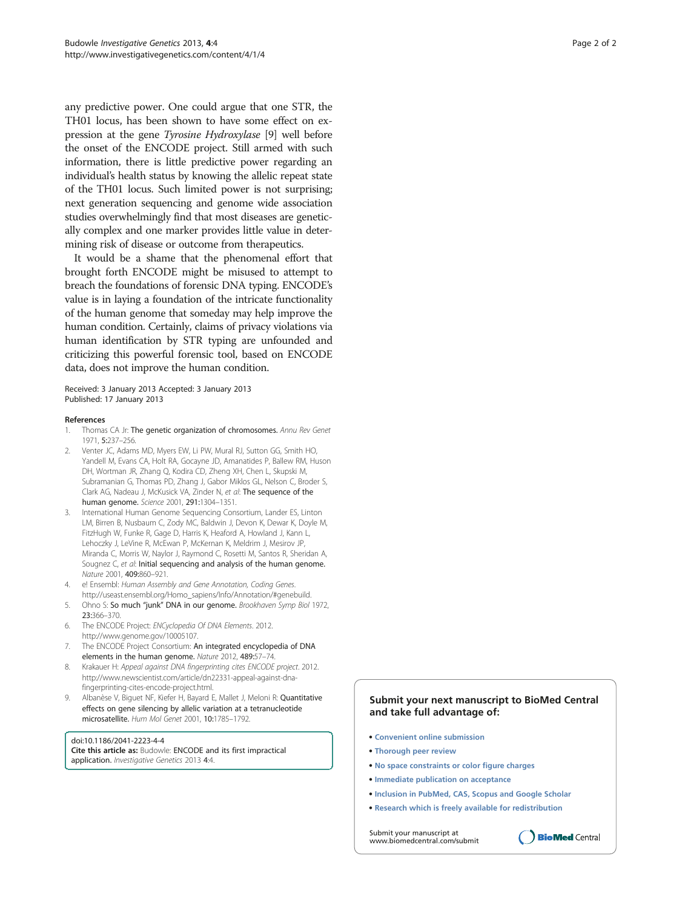any predictive power. One could argue that one STR, the TH01 locus, has been shown to have some effect on expression at the gene *Tyrosine Hydroxylase* [9] well before the onset of the ENCODE project. Still armed with such information, there is little predictive power regarding an individual's health status by knowing the allelic repeat state of the TH01 locus. Such limited power is not surprising; next generation sequencing and genome wide association studies overwhelmingly find that most diseases are genetically complex and one marker provides little value in determining risk of disease or outcome from therapeutics.

It would be a shame that the phenomenal effort that brought forth ENCODE might be misused to attempt to breach the foundations of forensic DNA typing. ENCODE's value is in laying a foundation of the intricate functionality of the human genome that someday may help improve the human condition. Certainly, claims of privacy violations via human identification by STR typing are unfounded and criticizing this powerful forensic tool, based on ENCODE data, does not improve the human condition.

Received: 3 January 2013 Accepted: 3 January 2013
Published: 17 January 2013

## References

1. Thomas CA Jr: **The genetic organization of chromosomes.** *Annu Rev Genet* 1971, **5:**237–256.
2. Venter JC, Adams MD, Myers EW, Li PW, Mural RJ, Sutton GG, Smith HO, Yandell M, Evans CA, Holt RA, Gocayne JD, Amanatides P, Ballew RM, Huson DH, Wortman JR, Zhang Q, Kodira CD, Zheng XH, Chen L, Skupski M, Subramanian G, Thomas PD, Zhang J, Gabor Miklos GL, Nelson C, Broder S, Clark AG, Nadeau J, McKusick VA, Zinder N, *et al*: **The sequence of the human genome.** *Science* 2001, **291:**1304–1351.
3. International Human Genome Sequencing Consortium, Lander ES, Linton LM, Birren B, Nusbaum C, Zody MC, Baldwin J, Devon K, Dewar K, Doyle M, FitzHugh W, Funke R, Gage D, Harris K, Heaford A, Howland J, Kann L, Lehoczky J, LeVine R, McEwan P, McKernan K, Meldrim J, Mesirov JP, Miranda C, Morris W, Naylor J, Raymond C, Rosetti M, Santos R, Sheridan A, Sougnez C, *et al*: **Initial sequencing and analysis of the human genome.** *Nature* 2001, **409:**860–921.
4. e! Ensembl: *Human Assembly and Gene Annotation, Coding Genes.* http://useast.ensembl.org/Homo_sapiens/Info/Annotation/#genebuild.
5. Ohno S: **So much "junk" DNA in our genome.** *Brookhaven Symp Biol* 1972, **23:**366–370.
6. The ENCODE Project: *ENCyclopedia Of DNA Elements*. 2012. http://www.genome.gov/10005107.
7. The ENCODE Project Consortium: **An integrated encyclopedia of DNA elements in the human genome.** *Nature* 2012, **489:**57–74.
8. Krakauer H: *Appeal against DNA fingerprinting cites ENCODE project*. 2012. http://www.newscientist.com/article/dn22331-appeal-against-dna-fingerprinting-cites-encode-project.html.
9. Albanèse V, Biguet NF, Kiefer H, Bayard E, Mallet J, Meloni R: **Quantitative effects on gene silencing by allelic variation at a tetranucleotide microsatellite.** *Hum Mol Genet* 2001, **10:**1785–1792.

doi:10.1186/2041-2223-4-4
**Cite this article as:** Budowle: ENCODE and its first impractical application. *Investigative Genetics* 2013 **4**:4.

**Submit your next manuscript to BioMed Central and take full advantage of:**

- **Convenient online submission**
- **Thorough peer review**
- **No space constraints or color figure charges**
- **Immediate publication on acceptance**
- **Inclusion in PubMed, CAS, Scopus and Google Scholar**
- **Research which is freely available for redistribution**

Submit your manuscript at
www.biomedcentral.com/submit

BioMed Central